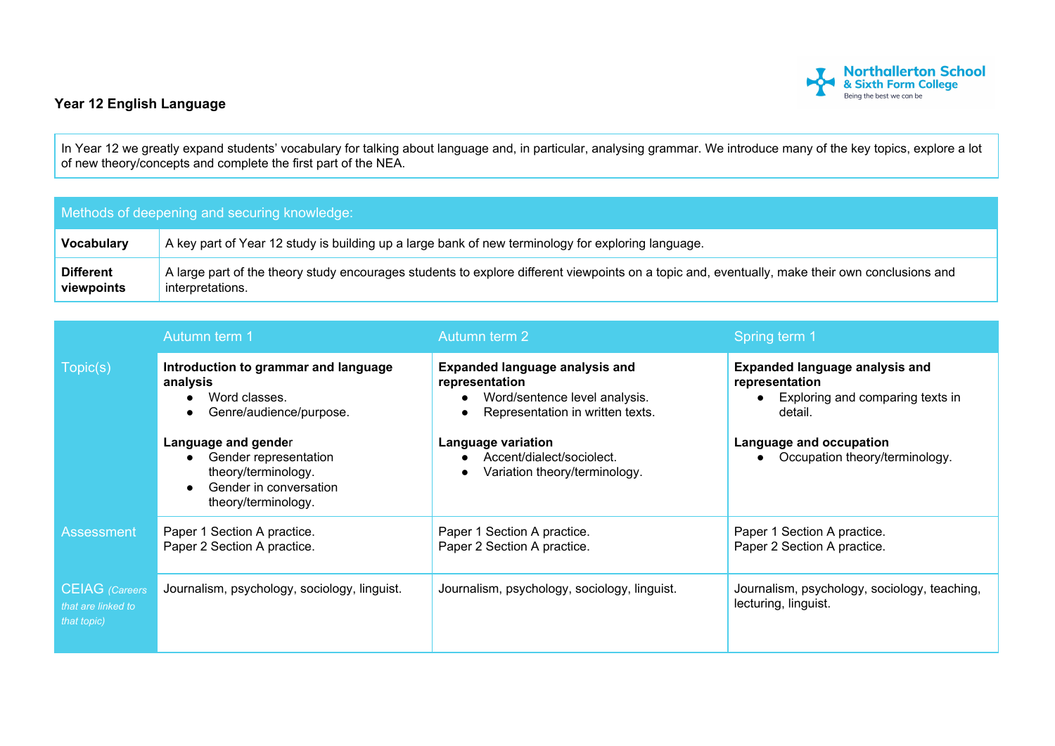Northallerton School
& Sixth Form College
Being the best we can be

## Year 12 English Language

In Year 12 we greatly expand students' vocabulary for talking about language and, in particular, analysing grammar. We introduce many of the key topics, explore a lot of new theory/concepts and complete the first part of the NEA.

| Methods of deepening and securing knowledge: | |
|---|---|
| **Vocabulary** | A key part of Year 12 study is building up a large bank of new terminology for exploring language. |
| **Different viewpoints** | A large part of the theory study encourages students to explore different viewpoints on a topic and, eventually, make their own conclusions and interpretations. |

| | Autumn term 1 | Autumn term 2 | Spring term 1 |
|---|---|---|---|
| Topic(s) | **Introduction to grammar and language analysis**<br>• Word classes.<br>• Genre/audience/purpose.<br><br>**Language and gender**<br>• Gender representation theory/terminology.<br>• Gender in conversation theory/terminology. | **Expanded language analysis and representation**<br>• Word/sentence level analysis.<br>• Representation in written texts.<br><br>**Language variation**<br>• Accent/dialect/sociolect.<br>• Variation theory/terminology. | **Expanded language analysis and representation**<br>• Exploring and comparing texts in detail.<br><br>**Language and occupation**<br>• Occupation theory/terminology. |
| Assessment | Paper 1 Section A practice.<br>Paper 2 Section A practice. | Paper 1 Section A practice.<br>Paper 2 Section A practice. | Paper 1 Section A practice.<br>Paper 2 Section A practice. |
| CEIAG *(Careers that are linked to that topic)* | Journalism, psychology, sociology, linguist. | Journalism, psychology, sociology, linguist. | Journalism, psychology, sociology, teaching, lecturing, linguist. |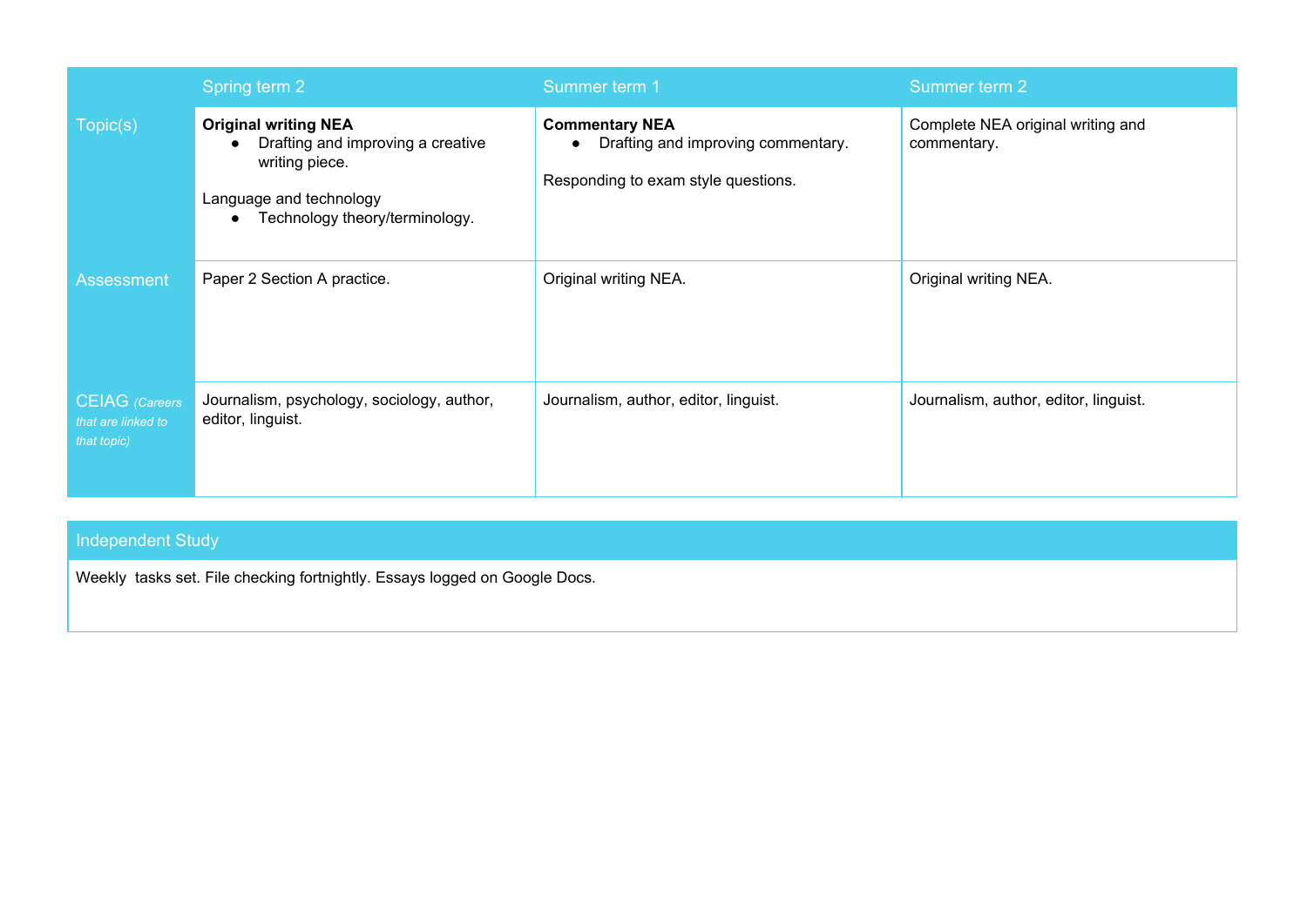| | Spring term 2 | Summer term 1 | Summer term 2 |
|---|---|---|---|
| Topic(s) | **Original writing NEA**<br>• Drafting and improving a creative writing piece.<br><br>Language and technology<br>• Technology theory/terminology. | **Commentary NEA**<br>• Drafting and improving commentary.<br><br>Responding to exam style questions. | Complete NEA original writing and commentary. |
| Assessment | Paper 2 Section A practice. | Original writing NEA. | Original writing NEA. |
| CEIAG *(Careers that are linked to that topic)* | Journalism, psychology, sociology, author, editor, linguist. | Journalism, author, editor, linguist. | Journalism, author, editor, linguist. |

| Independent Study |
|---|
| Weekly tasks set. File checking fortnightly. Essays logged on Google Docs. |